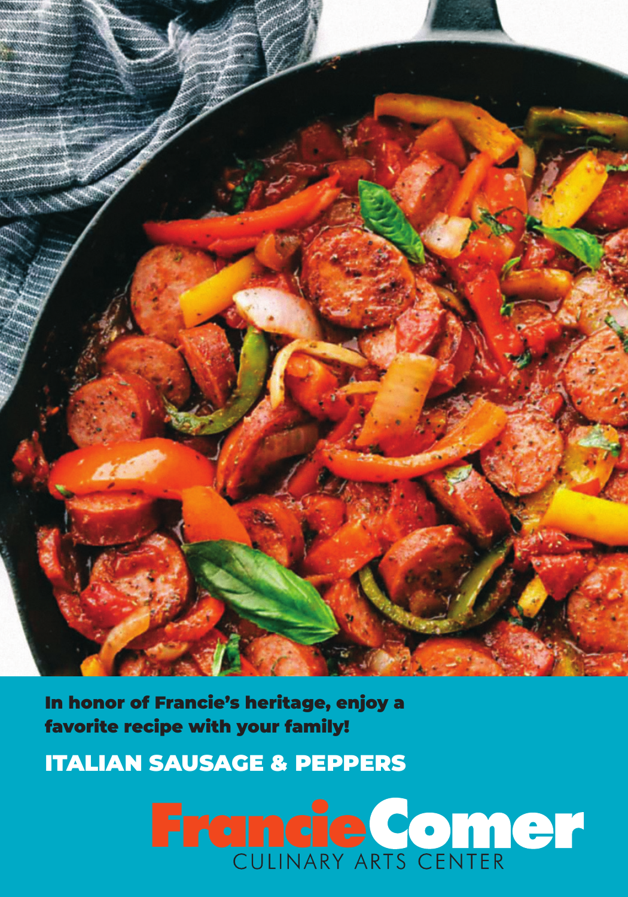**In honor of Francie's heritage, enjoy a favorite recipe with your family!**

# ITALIAN SAUSAGE & PEPPERS

Francie Comer
CULINARY ARTS CENTER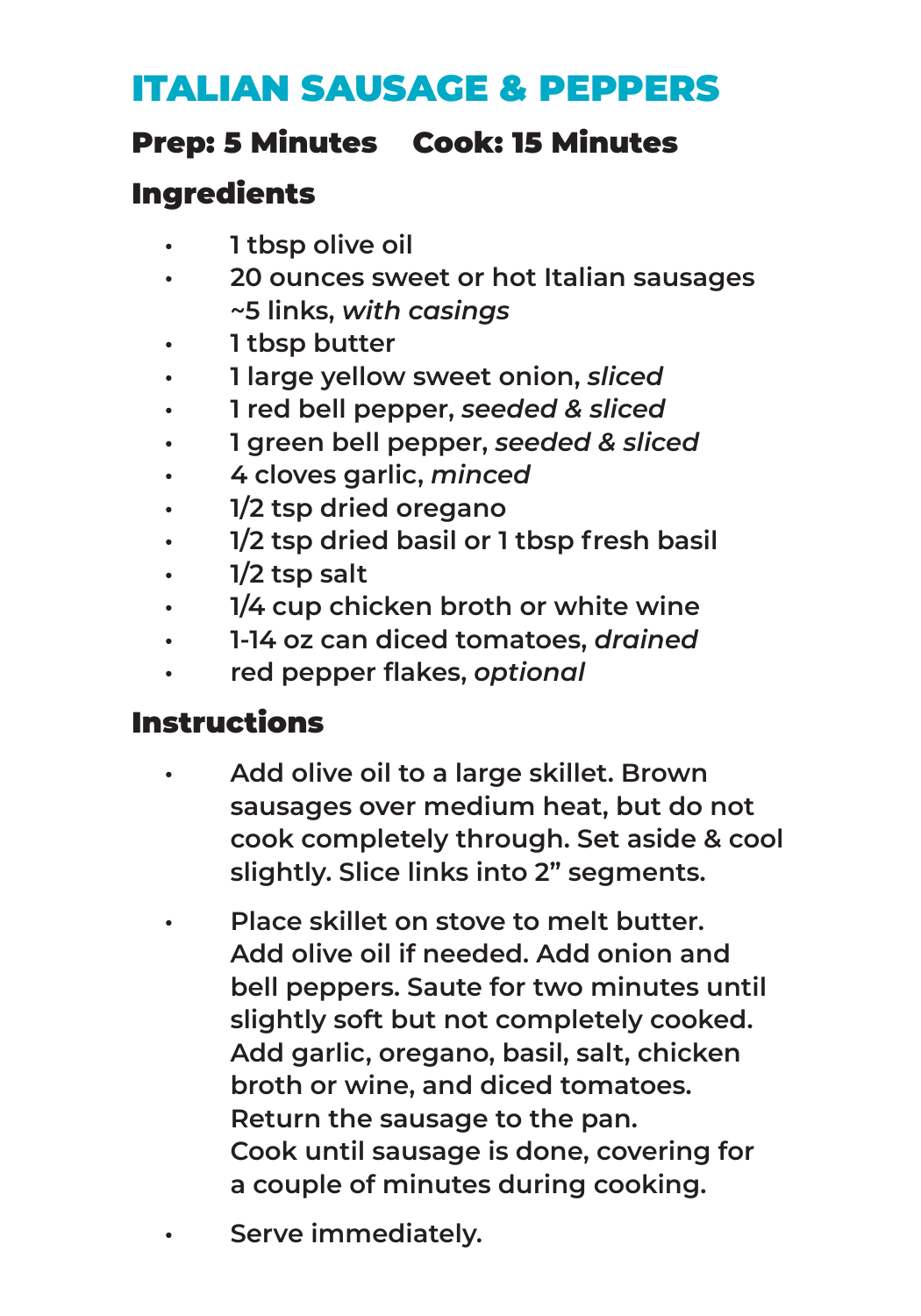# ITALIAN SAUSAGE & PEPPERS

**Prep: 5 Minutes  Cook: 15 Minutes**

## Ingredients

- 1 tbsp olive oil
- 20 ounces sweet or hot Italian sausages ~5 links, *with casings*
- 1 tbsp butter
- 1 large yellow sweet onion, *sliced*
- 1 red bell pepper, *seeded & sliced*
- 1 green bell pepper, *seeded & sliced*
- 4 cloves garlic, *minced*
- 1/2 tsp dried oregano
- 1/2 tsp dried basil or 1 tbsp fresh basil
- 1/2 tsp salt
- 1/4 cup chicken broth or white wine
- 1-14 oz can diced tomatoes, *drained*
- red pepper flakes, *optional*

## Instructions

- Add olive oil to a large skillet. Brown sausages over medium heat, but do not cook completely through. Set aside & cool slightly. Slice links into 2" segments.
- Place skillet on stove to melt butter. Add olive oil if needed. Add onion and bell peppers. Saute for two minutes until slightly soft but not completely cooked. Add garlic, oregano, basil, salt, chicken broth or wine, and diced tomatoes. Return the sausage to the pan. Cook until sausage is done, covering for a couple of minutes during cooking.
- Serve immediately.